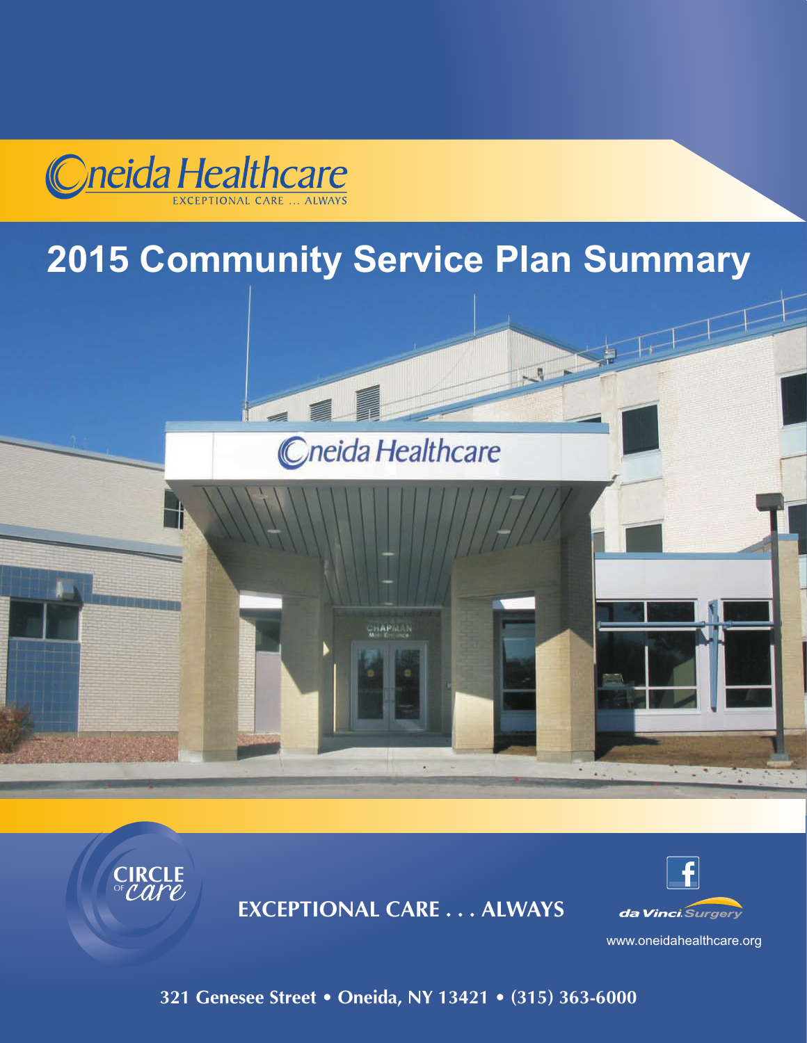Oneida Healthcare

EXCEPTIONAL CARE ... ALWAYS

# 2015 Community Service Plan Summary

CIRCLE OF care

**EXCEPTIONAL CARE . . . ALWAYS**

da Vinci Surgery

www.oneidahealthcare.org

**321 Genesee Street • Oneida, NY 13421 • (315) 363-6000**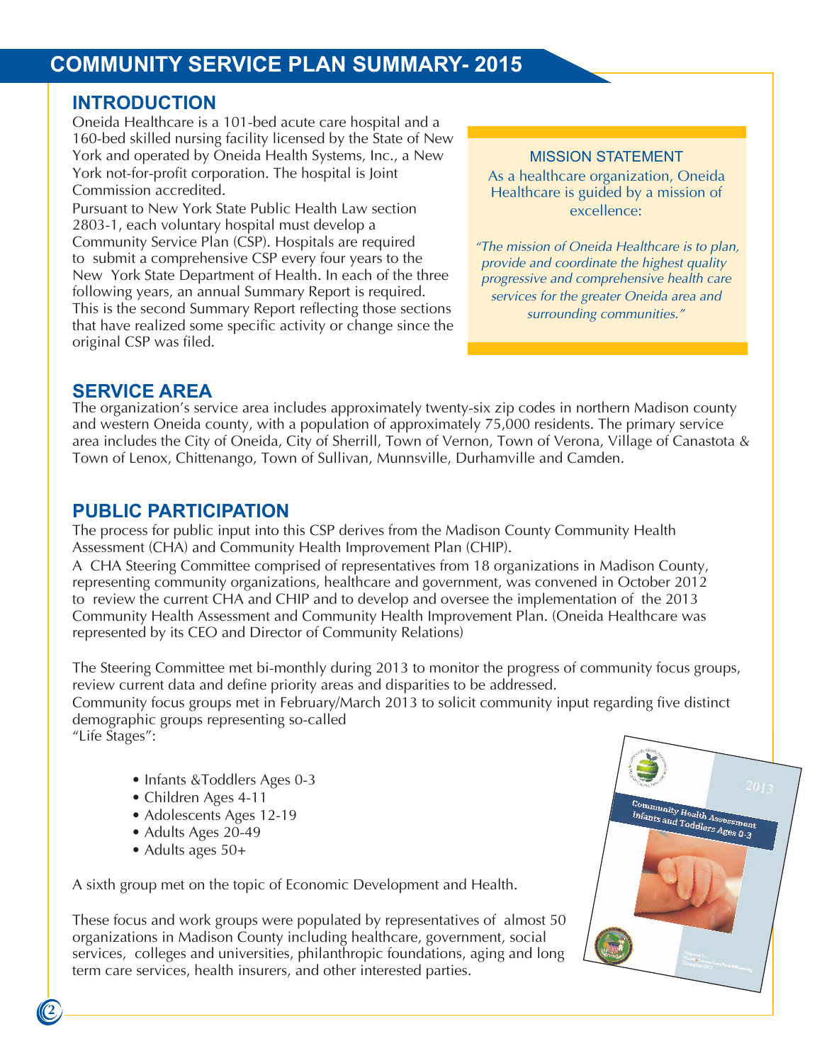# COMMUNITY SERVICE PLAN SUMMARY- 2015

## INTRODUCTION

Oneida Healthcare is a 101-bed acute care hospital and a 160-bed skilled nursing facility licensed by the State of New York and operated by Oneida Health Systems, Inc., a New York not-for-profit corporation. The hospital is Joint Commission accredited.

Pursuant to New York State Public Health Law section 2803-1, each voluntary hospital must develop a Community Service Plan (CSP). Hospitals are required to submit a comprehensive CSP every four years to the New York State Department of Health. In each of the three following years, an annual Summary Report is required. This is the second Summary Report reflecting those sections that have realized some specific activity or change since the original CSP was filed.

### MISSION STATEMENT

As a healthcare organization, Oneida Healthcare is guided by a mission of excellence:

*"The mission of Oneida Healthcare is to plan, provide and coordinate the highest quality progressive and comprehensive health care services for the greater Oneida area and surrounding communities."*

## SERVICE AREA

The organization's service area includes approximately twenty-six zip codes in northern Madison county and western Oneida county, with a population of approximately 75,000 residents. The primary service area includes the City of Oneida, City of Sherrill, Town of Vernon, Town of Verona, Village of Canastota & Town of Lenox, Chittenango, Town of Sullivan, Munnsville, Durhamville and Camden.

## PUBLIC PARTICIPATION

The process for public input into this CSP derives from the Madison County Community Health Assessment (CHA) and Community Health Improvement Plan (CHIP).

A CHA Steering Committee comprised of representatives from 18 organizations in Madison County, representing community organizations, healthcare and government, was convened in October 2012 to review the current CHA and CHIP and to develop and oversee the implementation of the 2013 Community Health Assessment and Community Health Improvement Plan. (Oneida Healthcare was represented by its CEO and Director of Community Relations)

The Steering Committee met bi-monthly during 2013 to monitor the progress of community focus groups, review current data and define priority areas and disparities to be addressed.

Community focus groups met in February/March 2013 to solicit community input regarding five distinct demographic groups representing so-called "Life Stages":

- Infants &Toddlers Ages 0-3
- Children Ages 4-11
- Adolescents Ages 12-19
- Adults Ages 20-49
- Adults ages 50+

A sixth group met on the topic of Economic Development and Health.

These focus and work groups were populated by representatives of almost 50 organizations in Madison County including healthcare, government, social services, colleges and universities, philanthropic foundations, aging and long term care services, health insurers, and other interested parties.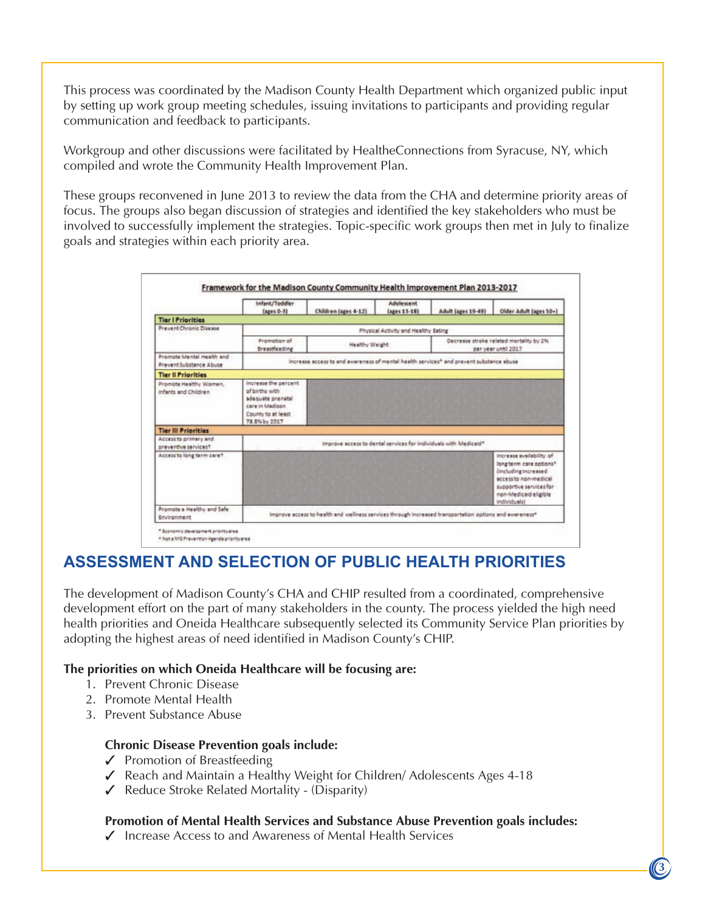This process was coordinated by the Madison County Health Department which organized public input by setting up work group meeting schedules, issuing invitations to participants and providing regular communication and feedback to participants.

Workgroup and other discussions were facilitated by HealtheConnections from Syracuse, NY, which compiled and wrote the Community Health Improvement Plan.

These groups reconvened in June 2013 to review the data from the CHA and determine priority areas of focus. The groups also began discussion of strategies and identified the key stakeholders who must be involved to successfully implement the strategies. Topic-specific work groups then met in July to finalize goals and strategies within each priority area.

**Framework for the Madison County Community Health Improvement Plan 2013-2017**

| | Infant/Toddler (ages 0-3) | Children (ages 4-12) | Adolescent (ages 13-18) | Adult (ages 19-49) | Older Adult (ages 50+) |
|---|---|---|---|---|---|
| **Tier I Priorities** | | | | | |
| Prevent Chronic Disease | Physical Activity and Healthy Eating | | | | |
| | Promotion of Breastfeeding | Healthy Weight | | Decrease stroke related mortality by 2% per year until 2017 | |
| Promote Mental Health and Prevent Substance Abuse | Increase access to and awareness of mental health services* and prevent substance abuse | | | | |
| **Tier II Priorities** | | | | | |
| Promote Healthy Women, Infants and Children | Increase the percent of births with adequate prenatal care in Madison County to at least 78.8% by 2017 | | | | |
| **Tier III Priorities** | | | | | |
| Access to primary and preventive services† | Improve access to dental services for individuals with Medicaid* | | | | |
| Access to long term care† | | | | | Increase availability of long term care options* (including increased access to non-medical supportive services for non-Medicaid eligible individuals) |
| Promote a Healthy and Safe Environment | Improve access to health and wellness services through increased transportation options and awareness* | | | | |

\* Economic development priority area

† Not a NYS Prevention Agenda priority area

## ASSESSMENT AND SELECTION OF PUBLIC HEALTH PRIORITIES

The development of Madison County's CHA and CHIP resulted from a coordinated, comprehensive development effort on the part of many stakeholders in the county. The process yielded the high need health priorities and Oneida Healthcare subsequently selected its Community Service Plan priorities by adopting the highest areas of need identified in Madison County's CHIP.

**The priorities on which Oneida Healthcare will be focusing are:**

1. Prevent Chronic Disease
2. Promote Mental Health
3. Prevent Substance Abuse

**Chronic Disease Prevention goals include:**

- ✓ Promotion of Breastfeeding
- ✓ Reach and Maintain a Healthy Weight for Children/ Adolescents Ages 4-18
- ✓ Reduce Stroke Related Mortality - (Disparity)

**Promotion of Mental Health Services and Substance Abuse Prevention goals includes:**

- ✓ Increase Access to and Awareness of Mental Health Services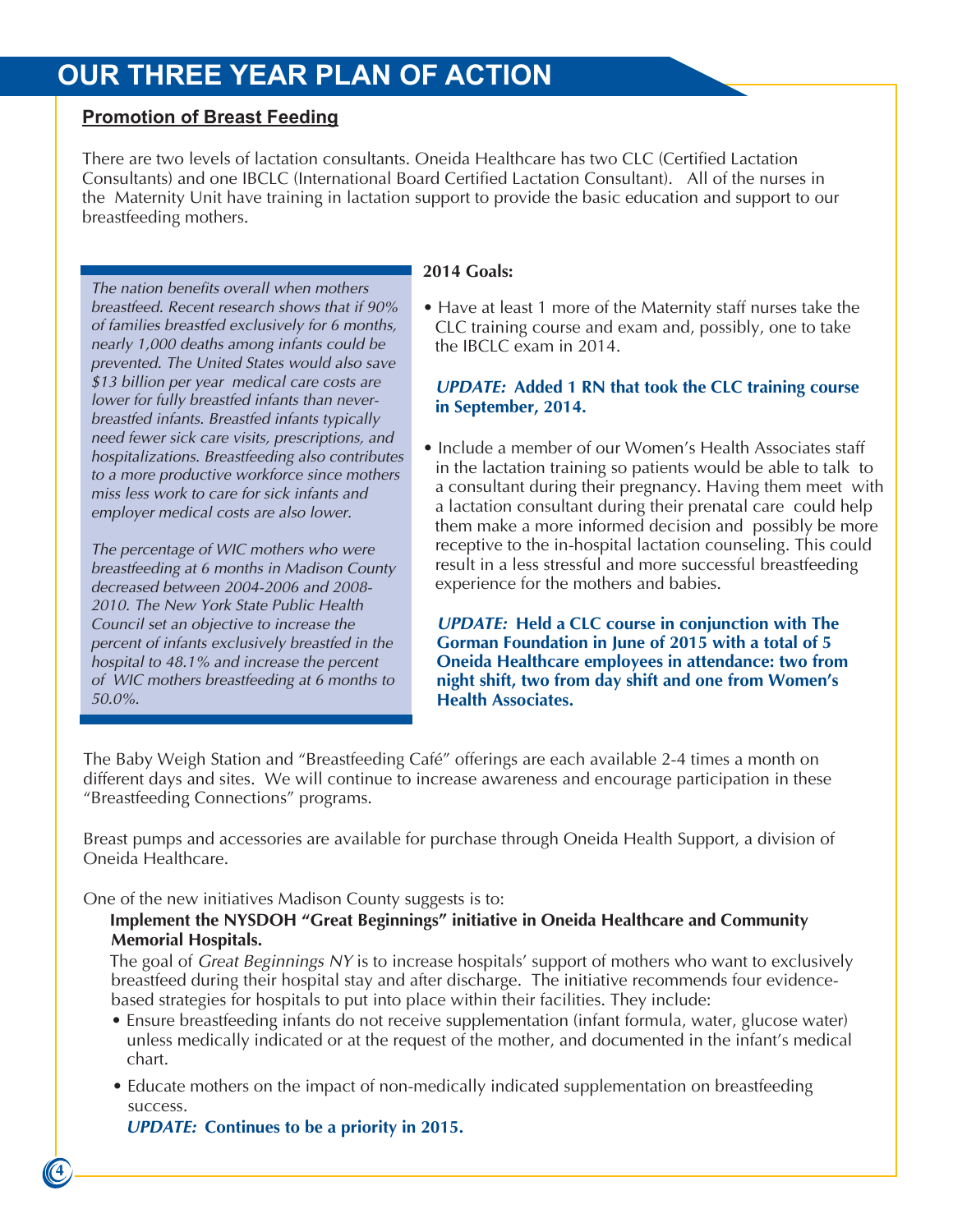# OUR THREE YEAR PLAN OF ACTION

## Promotion of Breast Feeding

There are two levels of lactation consultants. Oneida Healthcare has two CLC (Certified Lactation Consultants) and one IBCLC (International Board Certified Lactation Consultant). All of the nurses in the Maternity Unit have training in lactation support to provide the basic education and support to our breastfeeding mothers.

*The nation benefits overall when mothers breastfeed. Recent research shows that if 90% of families breastfed exclusively for 6 months, nearly 1,000 deaths among infants could be prevented. The United States would also save $13 billion per year medical care costs are lower for fully breastfed infants than never-breastfed infants. Breastfed infants typically need fewer sick care visits, prescriptions, and hospitalizations. Breastfeeding also contributes to a more productive workforce since mothers miss less work to care for sick infants and employer medical costs are also lower.*

*The percentage of WIC mothers who were breastfeeding at 6 months in Madison County decreased between 2004-2006 and 2008-2010. The New York State Public Health Council set an objective to increase the percent of infants exclusively breastfed in the hospital to 48.1% and increase the percent of WIC mothers breastfeeding at 6 months to 50.0%.*

**2014 Goals:**

- Have at least 1 more of the Maternity staff nurses take the CLC training course and exam and, possibly, one to take the IBCLC exam in 2014.

  ***UPDATE:*** **Added 1 RN that took the CLC training course in September, 2014.**

- Include a member of our Women's Health Associates staff in the lactation training so patients would be able to talk to a consultant during their pregnancy. Having them meet with a lactation consultant during their prenatal care could help them make a more informed decision and possibly be more receptive to the in-hospital lactation counseling. This could result in a less stressful and more successful breastfeeding experience for the mothers and babies.

  ***UPDATE:*** **Held a CLC course in conjunction with The Gorman Foundation in June of 2015 with a total of 5 Oneida Healthcare employees in attendance: two from night shift, two from day shift and one from Women's Health Associates.**

The Baby Weigh Station and "Breastfeeding Café" offerings are each available 2-4 times a month on different days and sites. We will continue to increase awareness and encourage participation in these "Breastfeeding Connections" programs.

Breast pumps and accessories are available for purchase through Oneida Health Support, a division of Oneida Healthcare.

One of the new initiatives Madison County suggests is to:

**Implement the NYSDOH "Great Beginnings" initiative in Oneida Healthcare and Community Memorial Hospitals.**

The goal of *Great Beginnings NY* is to increase hospitals' support of mothers who want to exclusively breastfeed during their hospital stay and after discharge. The initiative recommends four evidence-based strategies for hospitals to put into place within their facilities. They include:

- Ensure breastfeeding infants do not receive supplementation (infant formula, water, glucose water) unless medically indicated or at the request of the mother, and documented in the infant's medical chart.
- Educate mothers on the impact of non-medically indicated supplementation on breastfeeding success.

  ***UPDATE:*** **Continues to be a priority in 2015.**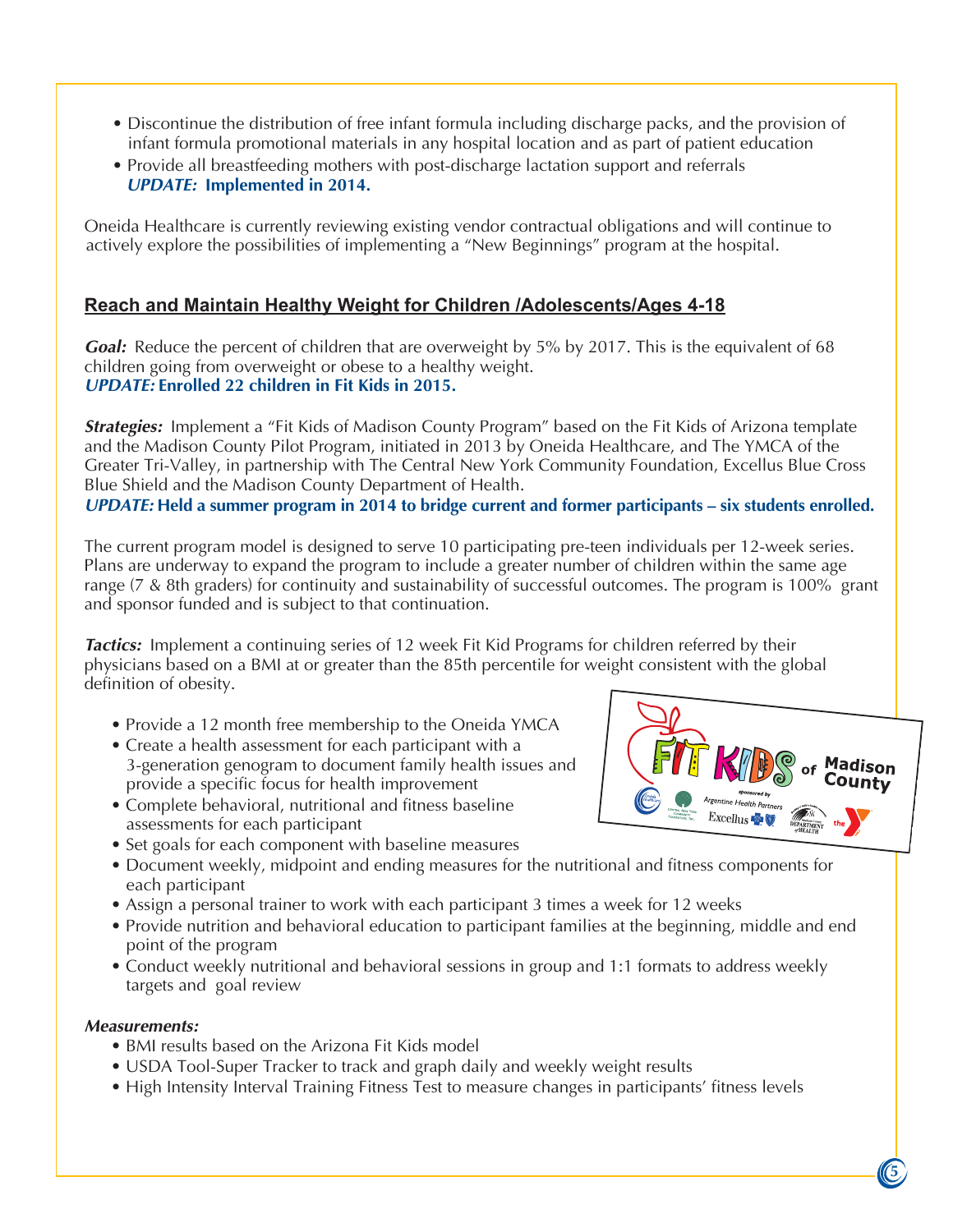- Discontinue the distribution of free infant formula including discharge packs, and the provision of infant formula promotional materials in any hospital location and as part of patient education
- Provide all breastfeeding mothers with post-discharge lactation support and referrals
  ***UPDATE:* Implemented in 2014.**

Oneida Healthcare is currently reviewing existing vendor contractual obligations and will continue to actively explore the possibilities of implementing a "New Beginnings" program at the hospital.

## Reach and Maintain Healthy Weight for Children /Adolescents/Ages 4-18

***Goal:*** Reduce the percent of children that are overweight by 5% by 2017. This is the equivalent of 68 children going from overweight or obese to a healthy weight.
***UPDATE:* Enrolled 22 children in Fit Kids in 2015.**

***Strategies:*** Implement a "Fit Kids of Madison County Program" based on the Fit Kids of Arizona template and the Madison County Pilot Program, initiated in 2013 by Oneida Healthcare, and The YMCA of the Greater Tri-Valley, in partnership with The Central New York Community Foundation, Excellus Blue Cross Blue Shield and the Madison County Department of Health.
***UPDATE:* Held a summer program in 2014 to bridge current and former participants – six students enrolled.**

The current program model is designed to serve 10 participating pre-teen individuals per 12-week series. Plans are underway to expand the program to include a greater number of children within the same age range (7 & 8th graders) for continuity and sustainability of successful outcomes. The program is 100% grant and sponsor funded and is subject to that continuation.

***Tactics:*** Implement a continuing series of 12 week Fit Kid Programs for children referred by their physicians based on a BMI at or greater than the 85th percentile for weight consistent with the global definition of obesity.

- Provide a 12 month free membership to the Oneida YMCA
- Create a health assessment for each participant with a 3-generation genogram to document family health issues and provide a specific focus for health improvement
- Complete behavioral, nutritional and fitness baseline assessments for each participant
- Set goals for each component with baseline measures
- Document weekly, midpoint and ending measures for the nutritional and fitness components for each participant
- Assign a personal trainer to work with each participant 3 times a week for 12 weeks
- Provide nutrition and behavioral education to participant families at the beginning, middle and end point of the program
- Conduct weekly nutritional and behavioral sessions in group and 1:1 formats to address weekly targets and goal review

***Measurements:***

- BMI results based on the Arizona Fit Kids model
- USDA Tool-Super Tracker to track and graph daily and weekly weight results
- High Intensity Interval Training Fitness Test to measure changes in participants' fitness levels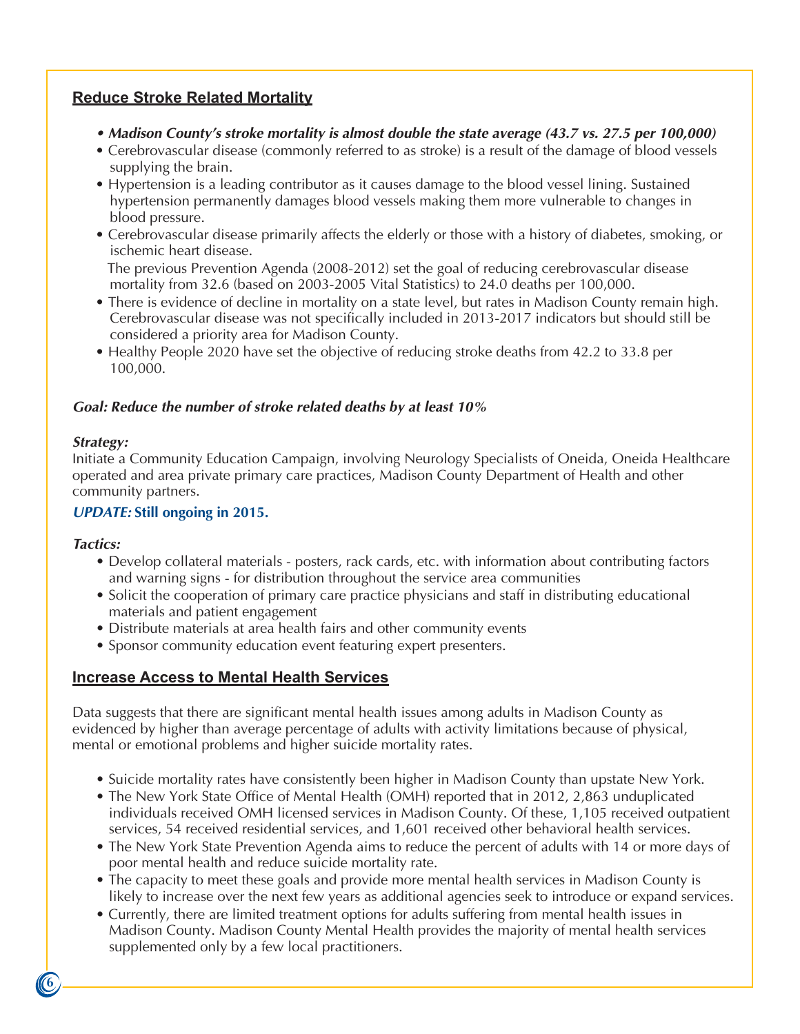## Reduce Stroke Related Mortality

- ***Madison County's stroke mortality is almost double the state average (43.7 vs. 27.5 per 100,000)***
- Cerebrovascular disease (commonly referred to as stroke) is a result of the damage of blood vessels supplying the brain.
- Hypertension is a leading contributor as it causes damage to the blood vessel lining. Sustained hypertension permanently damages blood vessels making them more vulnerable to changes in blood pressure.
- Cerebrovascular disease primarily affects the elderly or those with a history of diabetes, smoking, or ischemic heart disease.

  The previous Prevention Agenda (2008-2012) set the goal of reducing cerebrovascular disease mortality from 32.6 (based on 2003-2005 Vital Statistics) to 24.0 deaths per 100,000.
- There is evidence of decline in mortality on a state level, but rates in Madison County remain high. Cerebrovascular disease was not specifically included in 2013-2017 indicators but should still be considered a priority area for Madison County.
- Healthy People 2020 have set the objective of reducing stroke deaths from 42.2 to 33.8 per 100,000.

***Goal: Reduce the number of stroke related deaths by at least 10%***

***Strategy:***
Initiate a Community Education Campaign, involving Neurology Specialists of Oneida, Oneida Healthcare operated and area private primary care practices, Madison County Department of Health and other community partners.

***UPDATE:*** **Still ongoing in 2015.**

***Tactics:***
- Develop collateral materials - posters, rack cards, etc. with information about contributing factors and warning signs - for distribution throughout the service area communities
- Solicit the cooperation of primary care practice physicians and staff in distributing educational materials and patient engagement
- Distribute materials at area health fairs and other community events
- Sponsor community education event featuring expert presenters.

## Increase Access to Mental Health Services

Data suggests that there are significant mental health issues among adults in Madison County as evidenced by higher than average percentage of adults with activity limitations because of physical, mental or emotional problems and higher suicide mortality rates.

- Suicide mortality rates have consistently been higher in Madison County than upstate New York.
- The New York State Office of Mental Health (OMH) reported that in 2012, 2,863 unduplicated individuals received OMH licensed services in Madison County. Of these, 1,105 received outpatient services, 54 received residential services, and 1,601 received other behavioral health services.
- The New York State Prevention Agenda aims to reduce the percent of adults with 14 or more days of poor mental health and reduce suicide mortality rate.
- The capacity to meet these goals and provide more mental health services in Madison County is likely to increase over the next few years as additional agencies seek to introduce or expand services.
- Currently, there are limited treatment options for adults suffering from mental health issues in Madison County. Madison County Mental Health provides the majority of mental health services supplemented only by a few local practitioners.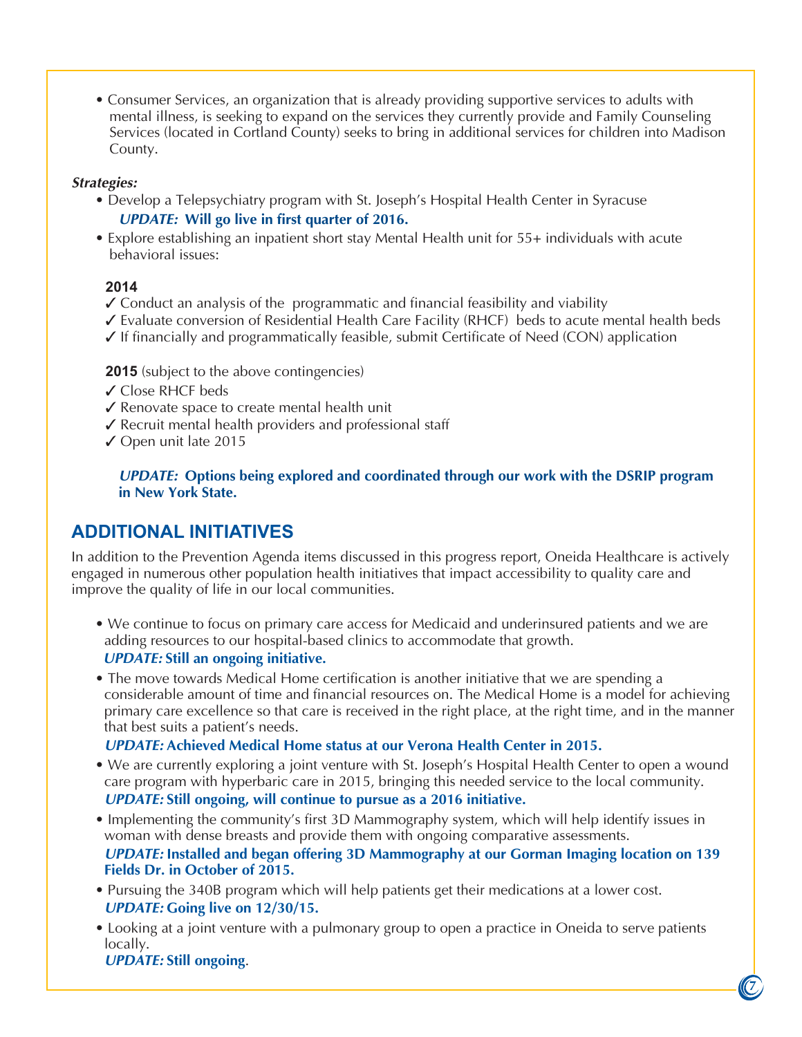- Consumer Services, an organization that is already providing supportive services to adults with mental illness, is seeking to expand on the services they currently provide and Family Counseling Services (located in Cortland County) seeks to bring in additional services for children into Madison County.

***Strategies:***

- Develop a Telepsychiatry program with St. Joseph's Hospital Health Center in Syracuse

  ***UPDATE:* Will go live in first quarter of 2016.**

- Explore establishing an inpatient short stay Mental Health unit for 55+ individuals with acute behavioral issues:

**2014**

✓ Conduct an analysis of the programmatic and financial feasibility and viability
✓ Evaluate conversion of Residential Health Care Facility (RHCF) beds to acute mental health beds
✓ If financially and programmatically feasible, submit Certificate of Need (CON) application

**2015** (subject to the above contingencies)

✓ Close RHCF beds
✓ Renovate space to create mental health unit
✓ Recruit mental health providers and professional staff
✓ Open unit late 2015

***UPDATE:* Options being explored and coordinated through our work with the DSRIP program in New York State.**

## ADDITIONAL INITIATIVES

In addition to the Prevention Agenda items discussed in this progress report, Oneida Healthcare is actively engaged in numerous other population health initiatives that impact accessibility to quality care and improve the quality of life in our local communities.

- We continue to focus on primary care access for Medicaid and underinsured patients and we are adding resources to our hospital-based clinics to accommodate that growth.

  ***UPDATE:* Still an ongoing initiative.**

- The move towards Medical Home certification is another initiative that we are spending a considerable amount of time and financial resources on. The Medical Home is a model for achieving primary care excellence so that care is received in the right place, at the right time, and in the manner that best suits a patient's needs.

  ***UPDATE:* Achieved Medical Home status at our Verona Health Center in 2015.**

- We are currently exploring a joint venture with St. Joseph's Hospital Health Center to open a wound care program with hyperbaric care in 2015, bringing this needed service to the local community.

  ***UPDATE:* Still ongoing, will continue to pursue as a 2016 initiative.**

- Implementing the community's first 3D Mammography system, which will help identify issues in woman with dense breasts and provide them with ongoing comparative assessments.

  ***UPDATE:* Installed and began offering 3D Mammography at our Gorman Imaging location on 139 Fields Dr. in October of 2015.**

- Pursuing the 340B program which will help patients get their medications at a lower cost.

  ***UPDATE:* Going live on 12/30/15.**

- Looking at a joint venture with a pulmonary group to open a practice in Oneida to serve patients locally.

  ***UPDATE:* Still ongoing**.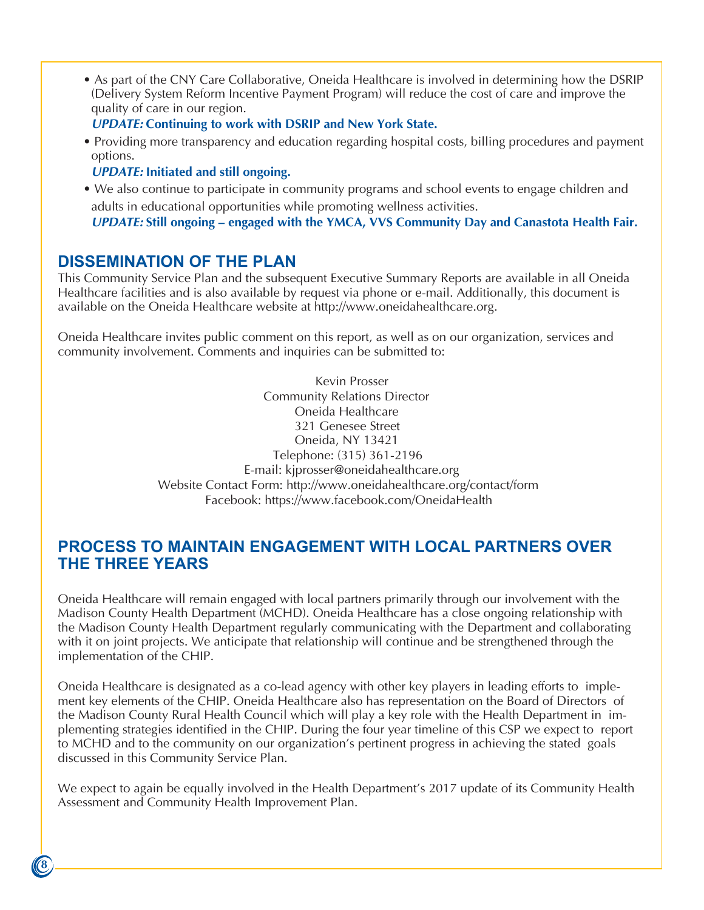- As part of the CNY Care Collaborative, Oneida Healthcare is involved in determining how the DSRIP (Delivery System Reform Incentive Payment Program) will reduce the cost of care and improve the quality of care in our region.

  ***UPDATE:*** **Continuing to work with DSRIP and New York State.**

- Providing more transparency and education regarding hospital costs, billing procedures and payment options.

  ***UPDATE:*** **Initiated and still ongoing.**

- We also continue to participate in community programs and school events to engage children and adults in educational opportunities while promoting wellness activities.

  ***UPDATE:*** **Still ongoing – engaged with the YMCA, VVS Community Day and Canastota Health Fair.**

## DISSEMINATION OF THE PLAN

This Community Service Plan and the subsequent Executive Summary Reports are available in all Oneida Healthcare facilities and is also available by request via phone or e-mail. Additionally, this document is available on the Oneida Healthcare website at http://www.oneidahealthcare.org.

Oneida Healthcare invites public comment on this report, as well as on our organization, services and community involvement. Comments and inquiries can be submitted to:

Kevin Prosser
Community Relations Director
Oneida Healthcare
321 Genesee Street
Oneida, NY 13421
Telephone: (315) 361-2196
E-mail: kjprosser@oneidahealthcare.org
Website Contact Form: http://www.oneidahealthcare.org/contact/form
Facebook: https://www.facebook.com/OneidaHealth

## PROCESS TO MAINTAIN ENGAGEMENT WITH LOCAL PARTNERS OVER THE THREE YEARS

Oneida Healthcare will remain engaged with local partners primarily through our involvement with the Madison County Health Department (MCHD). Oneida Healthcare has a close ongoing relationship with the Madison County Health Department regularly communicating with the Department and collaborating with it on joint projects. We anticipate that relationship will continue and be strengthened through the implementation of the CHIP.

Oneida Healthcare is designated as a co-lead agency with other key players in leading efforts to implement key elements of the CHIP. Oneida Healthcare also has representation on the Board of Directors of the Madison County Rural Health Council which will play a key role with the Health Department in implementing strategies identified in the CHIP. During the four year timeline of this CSP we expect to report to MCHD and to the community on our organization's pertinent progress in achieving the stated goals discussed in this Community Service Plan.

We expect to again be equally involved in the Health Department's 2017 update of its Community Health Assessment and Community Health Improvement Plan.